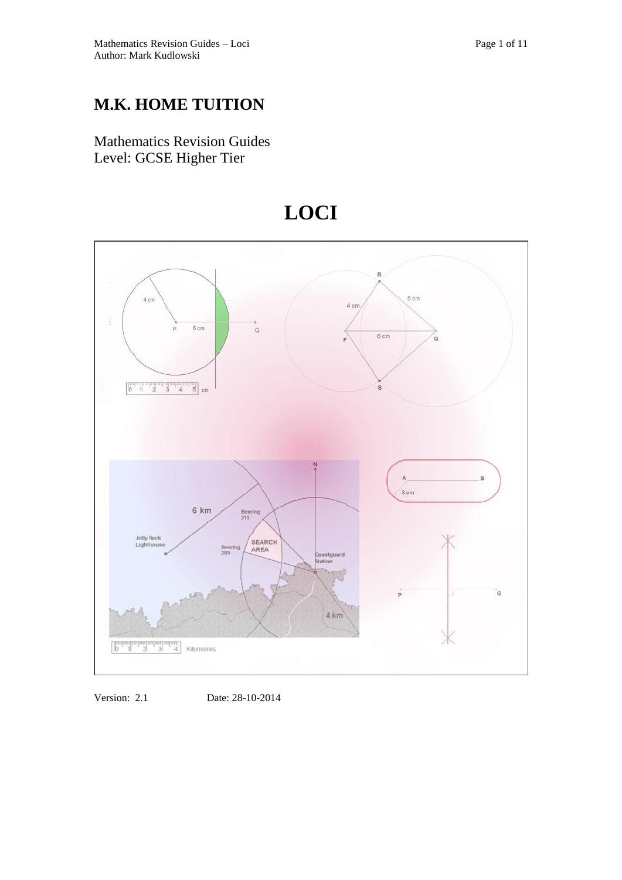# M.K. HOME TUITION

Mathematics Revision Guides
Level: GCSE Higher Tier

# LOCI

Version: 2.1 Date: 28-10-2014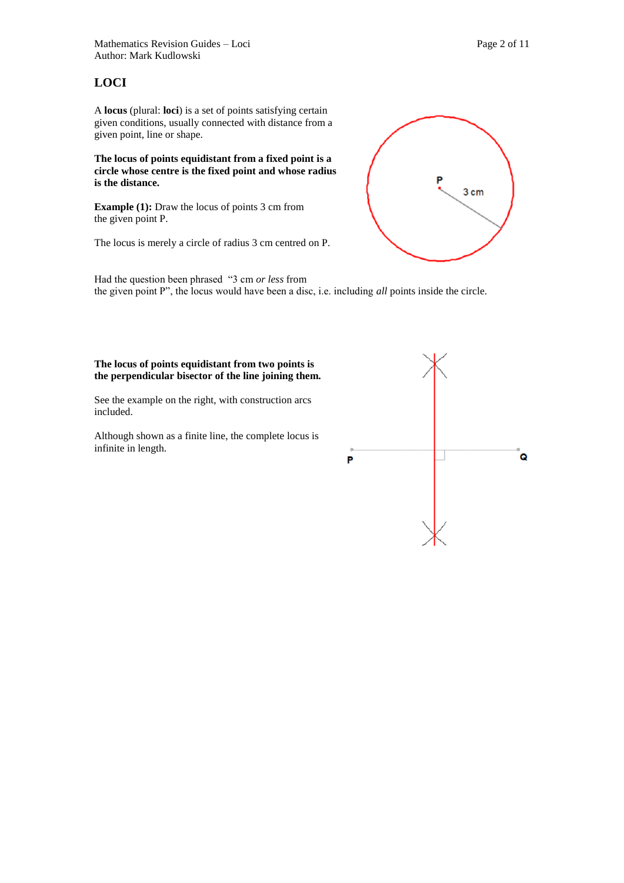# LOCI

A **locus** (plural: **loci**) is a set of points satisfying certain given conditions, usually connected with distance from a given point, line or shape.

**The locus of points equidistant from a fixed point is a circle whose centre is the fixed point and whose radius is the distance.**

**Example (1):** Draw the locus of points 3 cm from the given point P.

The locus is merely a circle of radius 3 cm centred on P.

Had the question been phrased "3 cm *or less* from the given point P", the locus would have been a disc, i.e. including *all* points inside the circle.

**The locus of points equidistant from two points is the perpendicular bisector of the line joining them.**

See the example on the right, with construction arcs included.

Although shown as a finite line, the complete locus is infinite in length.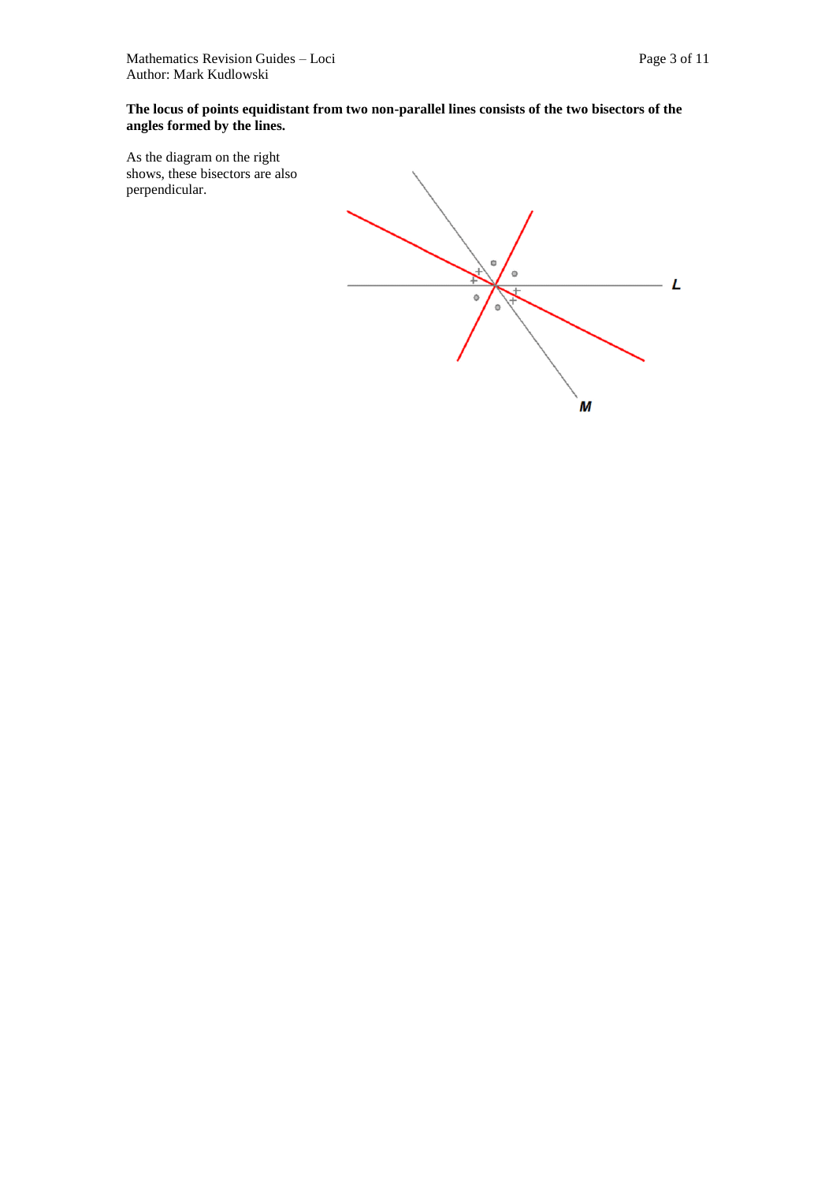**The locus of points equidistant from two non-parallel lines consists of the two bisectors of the angles formed by the lines.**

As the diagram on the right shows, these bisectors are also perpendicular.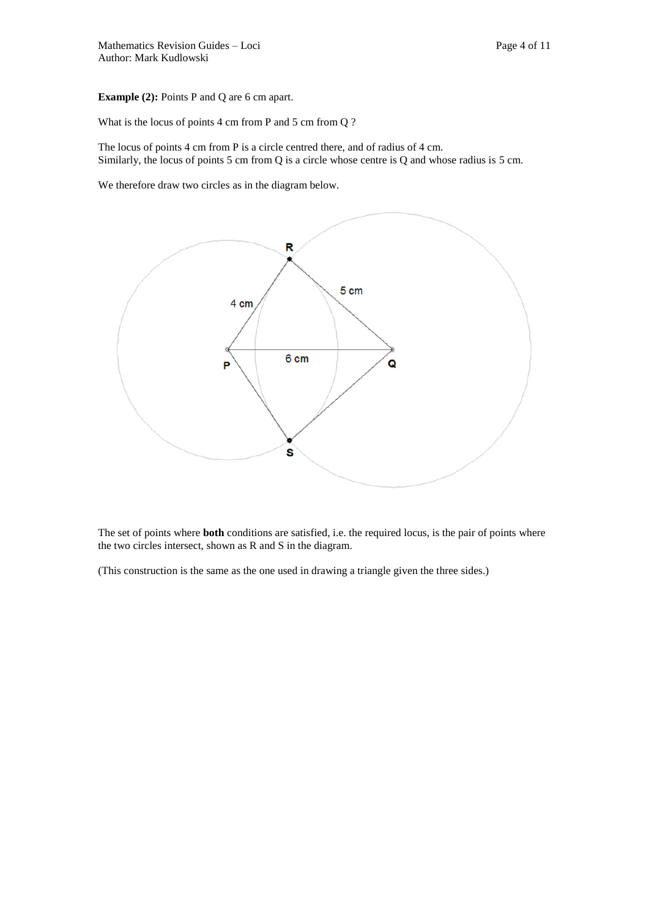**Example (2):** Points P and Q are 6 cm apart.

What is the locus of points 4 cm from P and 5 cm from Q ?

The locus of points 4 cm from P is a circle centred there, and of radius of 4 cm.
Similarly, the locus of points 5 cm from Q is a circle whose centre is Q and whose radius is 5 cm.

We therefore draw two circles as in the diagram below.

The set of points where **both** conditions are satisfied, i.e. the required locus, is the pair of points where the two circles intersect, shown as R and S in the diagram.

(This construction is the same as the one used in drawing a triangle given the three sides.)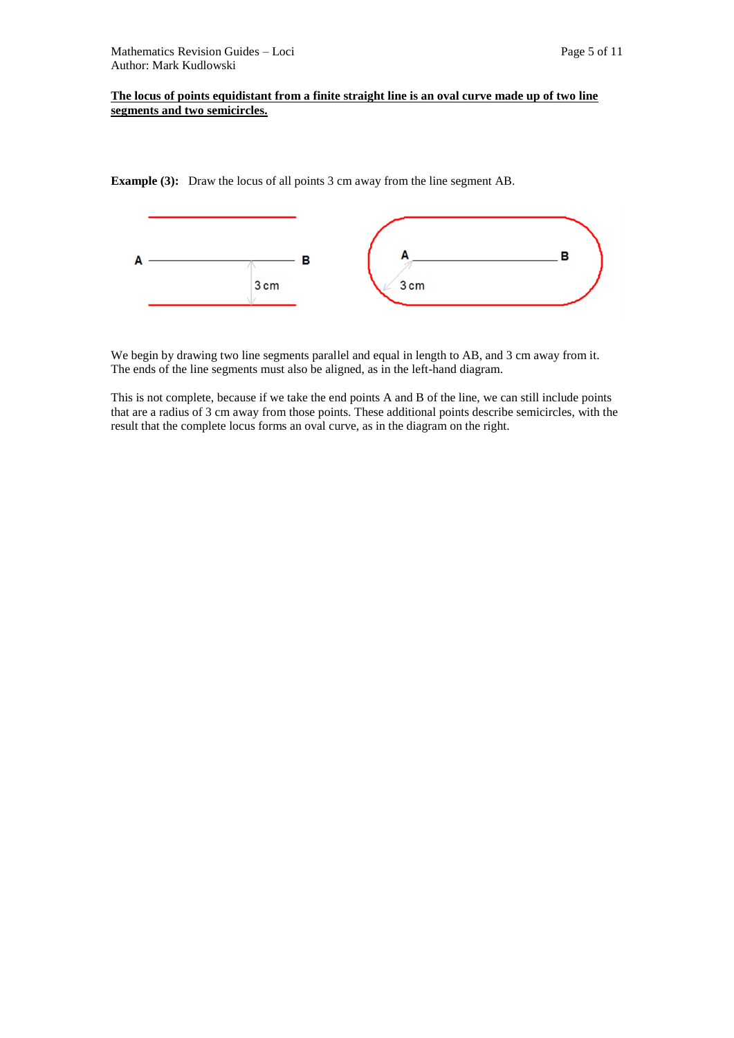**<u>The locus of points equidistant from a finite straight line is an oval curve made up of two line segments and two semicircles.</u>**

**Example (3):** Draw the locus of all points 3 cm away from the line segment AB.

We begin by drawing two line segments parallel and equal in length to AB, and 3 cm away from it. The ends of the line segments must also be aligned, as in the left-hand diagram.

This is not complete, because if we take the end points A and B of the line, we can still include points that are a radius of 3 cm away from those points. These additional points describe semicircles, with the result that the complete locus forms an oval curve, as in the diagram on the right.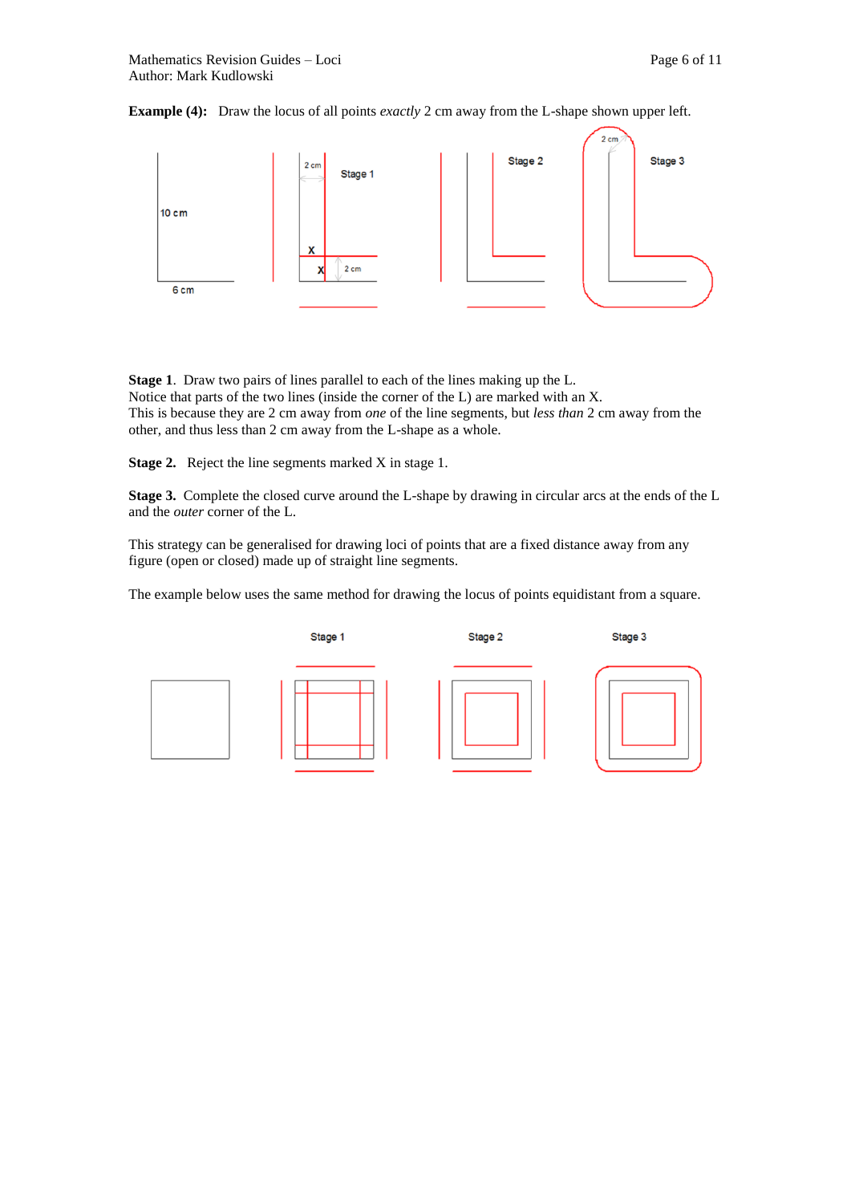**Example (4):** Draw the locus of all points *exactly* 2 cm away from the L-shape shown upper left.

**Stage 1**. Draw two pairs of lines parallel to each of the lines making up the L. Notice that parts of the two lines (inside the corner of the L) are marked with an X. This is because they are 2 cm away from *one* of the line segments, but *less than* 2 cm away from the other, and thus less than 2 cm away from the L-shape as a whole.

**Stage 2.** Reject the line segments marked X in stage 1.

**Stage 3.** Complete the closed curve around the L-shape by drawing in circular arcs at the ends of the L and the *outer* corner of the L.

This strategy can be generalised for drawing loci of points that are a fixed distance away from any figure (open or closed) made up of straight line segments.

The example below uses the same method for drawing the locus of points equidistant from a square.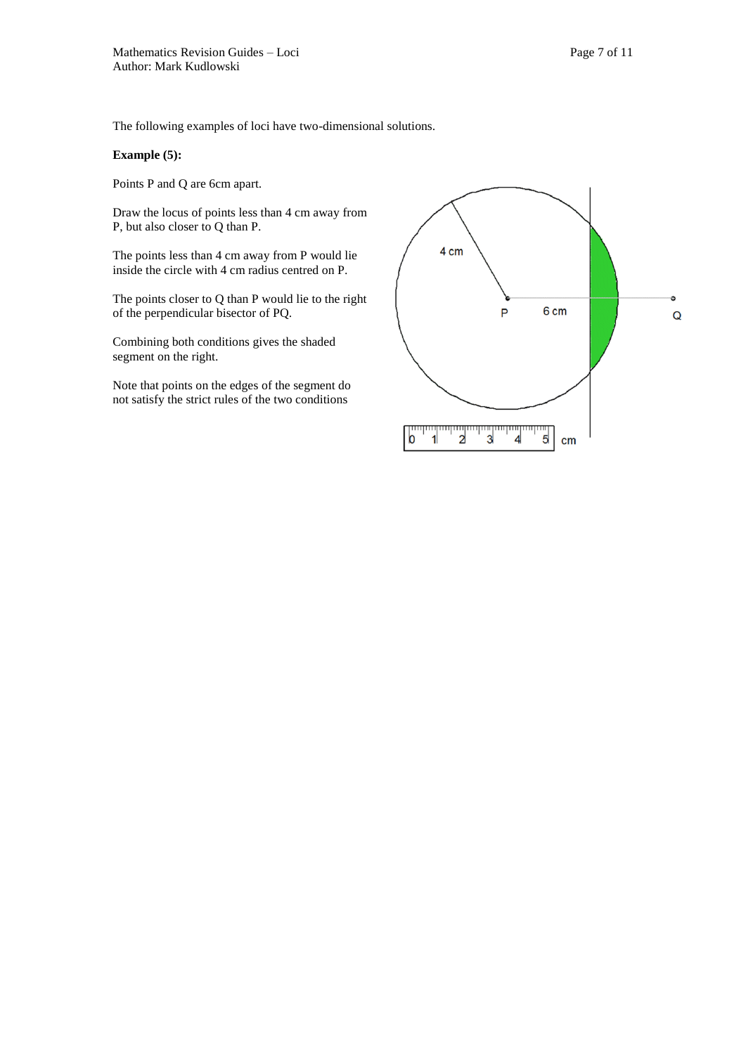The following examples of loci have two-dimensional solutions.

**Example (5):**

Points P and Q are 6cm apart.

Draw the locus of points less than 4 cm away from P, but also closer to Q than P.

The points less than 4 cm away from P would lie inside the circle with 4 cm radius centred on P.

The points closer to Q than P would lie to the right of the perpendicular bisector of PQ.

Combining both conditions gives the shaded segment on the right.

Note that points on the edges of the segment do not satisfy the strict rules of the two conditions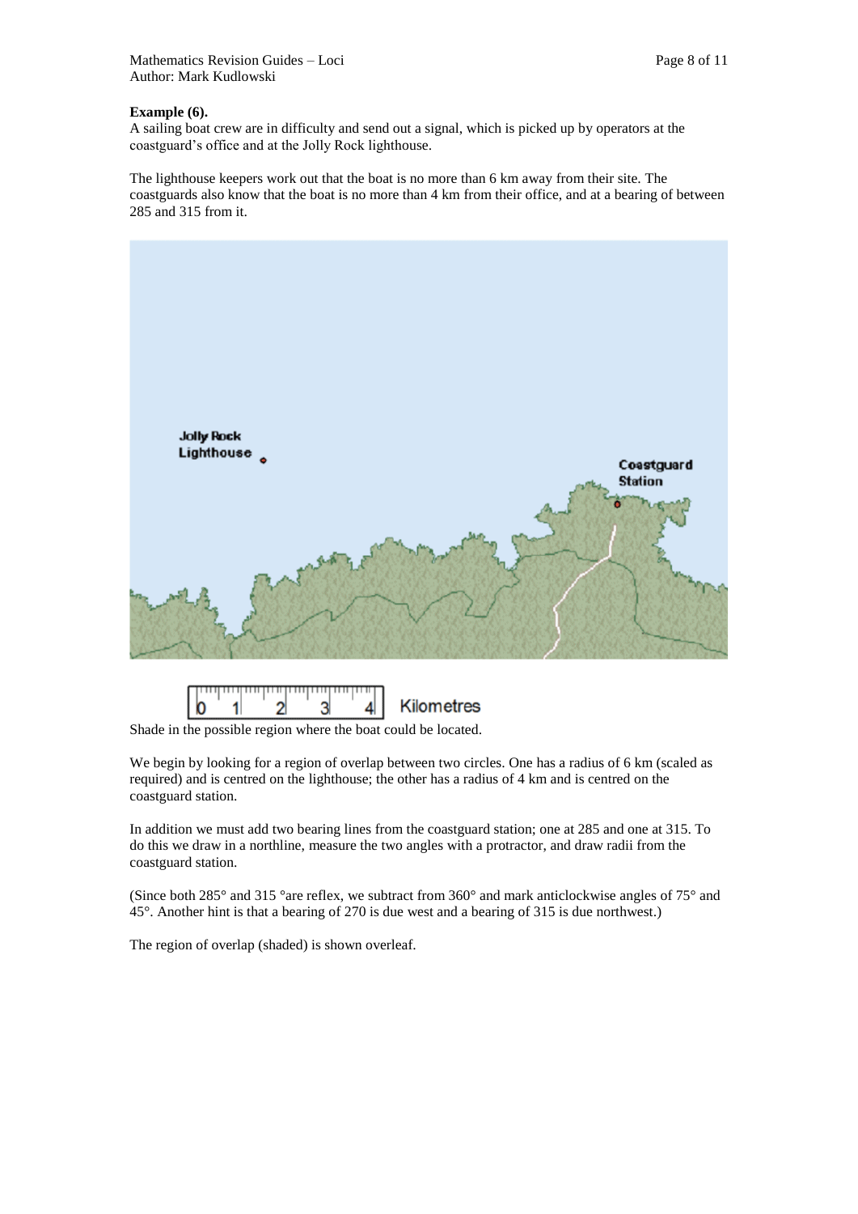**Example (6).**

A sailing boat crew are in difficulty and send out a signal, which is picked up by operators at the coastguard's office and at the Jolly Rock lighthouse.

The lighthouse keepers work out that the boat is no more than 6 km away from their site. The coastguards also know that the boat is no more than 4 km from their office, and at a bearing of between 285 and 315 from it.

Shade in the possible region where the boat could be located.

We begin by looking for a region of overlap between two circles. One has a radius of 6 km (scaled as required) and is centred on the lighthouse; the other has a radius of 4 km and is centred on the coastguard station.

In addition we must add two bearing lines from the coastguard station; one at 285 and one at 315. To do this we draw in a northline, measure the two angles with a protractor, and draw radii from the coastguard station.

(Since both 285° and 315 °are reflex, we subtract from 360° and mark anticlockwise angles of 75° and 45°. Another hint is that a bearing of 270 is due west and a bearing of 315 is due northwest.)

The region of overlap (shaded) is shown overleaf.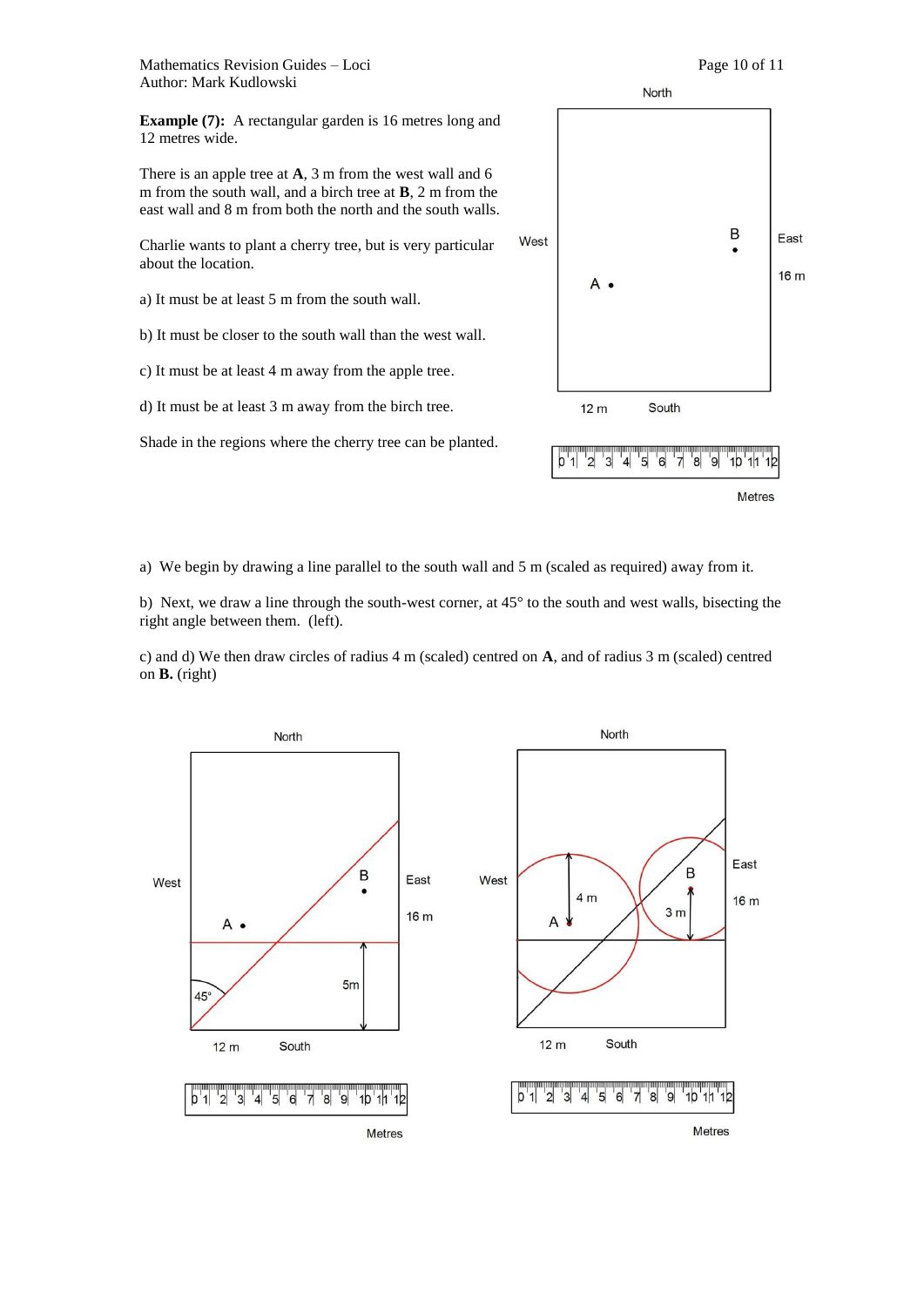**Example (7):** A rectangular garden is 16 metres long and 12 metres wide.

There is an apple tree at **A**, 3 m from the west wall and 6 m from the south wall, and a birch tree at **B**, 2 m from the east wall and 8 m from both the north and the south walls.

Charlie wants to plant a cherry tree, but is very particular about the location.

a) It must be at least 5 m from the south wall.

b) It must be closer to the south wall than the west wall.

c) It must be at least 4 m away from the apple tree.

d) It must be at least 3 m away from the birch tree.

Shade in the regions where the cherry tree can be planted.

a) We begin by drawing a line parallel to the south wall and 5 m (scaled as required) away from it.

b) Next, we draw a line through the south-west corner, at 45° to the south and west walls, bisecting the right angle between them. (left).

c) and d) We then draw circles of radius 4 m (scaled) centred on **A**, and of radius 3 m (scaled) centred on **B.** (right)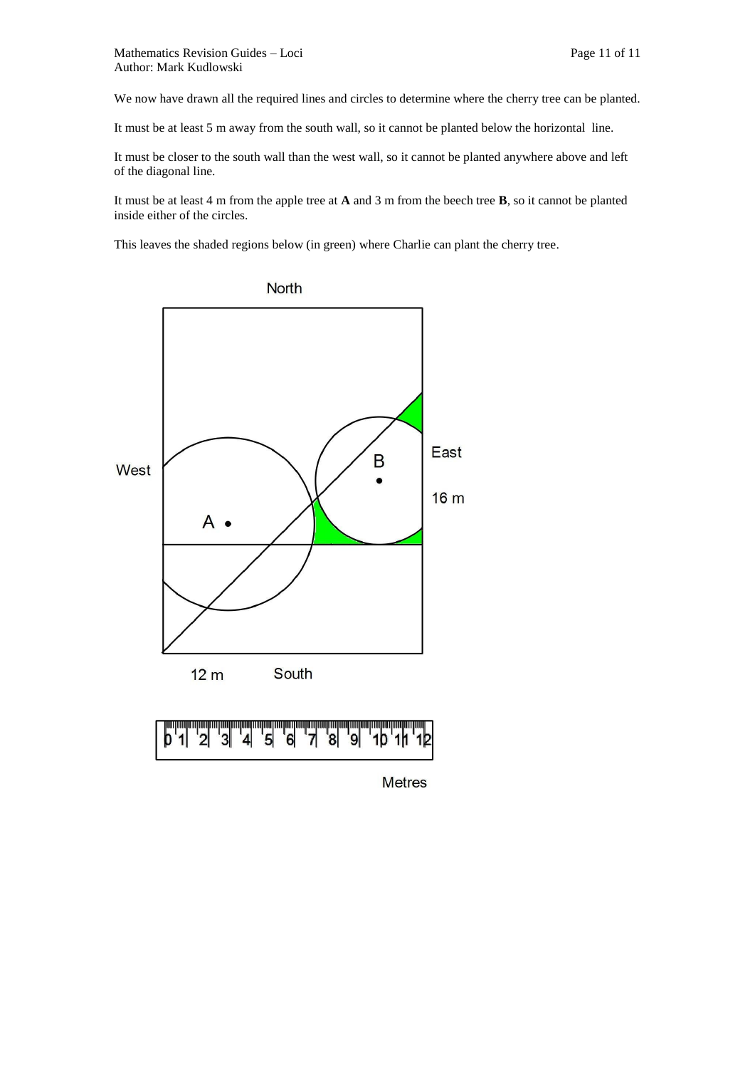We now have drawn all the required lines and circles to determine where the cherry tree can be planted.

It must be at least 5 m away from the south wall, so it cannot be planted below the horizontal line.

It must be closer to the south wall than the west wall, so it cannot be planted anywhere above and left of the diagonal line.

It must be at least 4 m from the apple tree at **A** and 3 m from the beech tree **B**, so it cannot be planted inside either of the circles.

This leaves the shaded regions below (in green) where Charlie can plant the cherry tree.

North

West

East

16 m

A

B

12 m

South

0 1 2 3 4 5 6 7 8 9 10 11 12

Metres